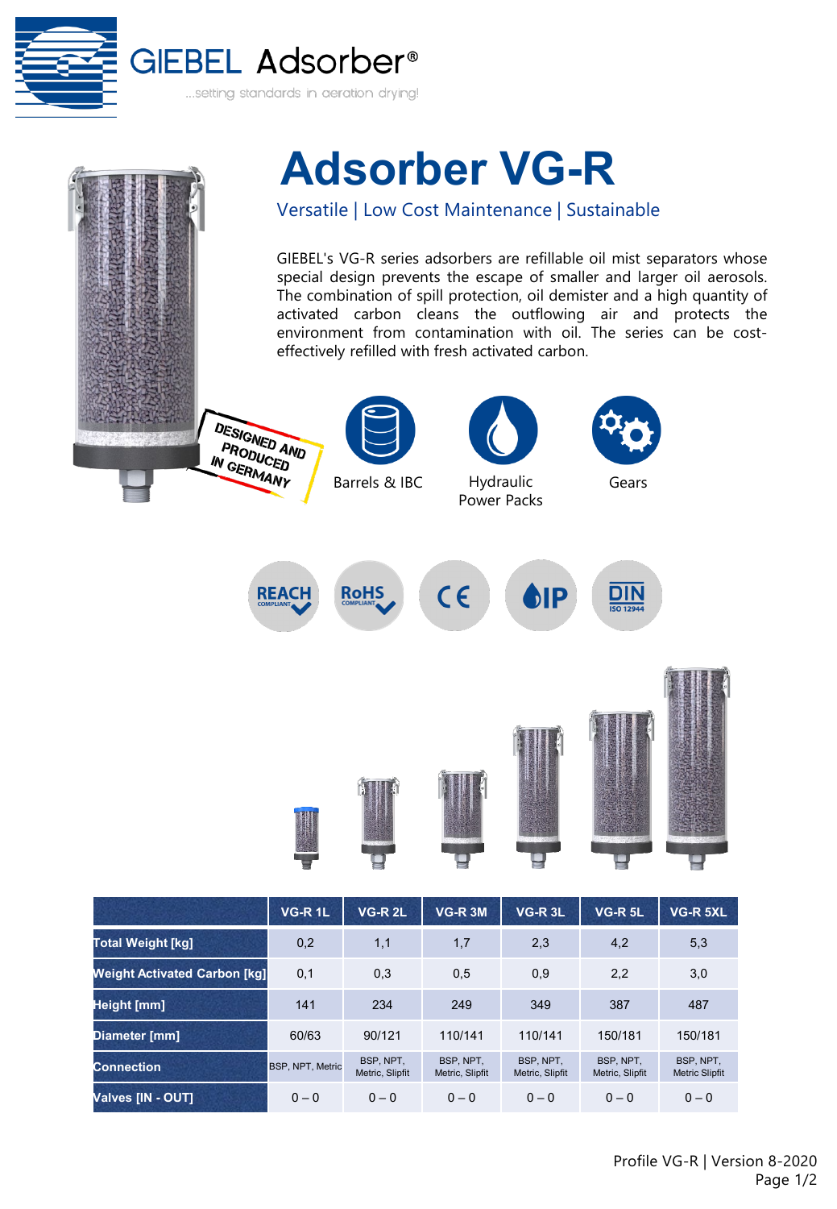GIEBEL Adsorber®

...setting standards in aeration drying!

# Adsorber VG-R

Versatile | Low Cost Maintenance | Sustainable

GIEBEL's VG-R series adsorbers are refillable oil mist separators whose special design prevents the escape of smaller and larger oil aerosols. The combination of spill protection, oil demister and a high quantity of activated carbon cleans the outflowing air and protects the environment from contamination with oil. The series can be cost-effectively refilled with fresh activated carbon.

DESIGNED AND PRODUCED IN GERMANY

Barrels & IBC

Hydraulic Power Packs

Gears

REACH COMPLIANT | RoHS COMPLIANT | CE | IP | DIN ISO 12944

| | VG-R 1L | VG-R 2L | VG-R 3M | VG-R 3L | VG-R 5L | VG-R 5XL |
|---|---|---|---|---|---|---|
| Total Weight [kg] | 0,2 | 1,1 | 1,7 | 2,3 | 4,2 | 5,3 |
| Weight Activated Carbon [kg] | 0,1 | 0,3 | 0,5 | 0,9 | 2,2 | 3,0 |
| Height [mm] | 141 | 234 | 249 | 349 | 387 | 487 |
| Diameter [mm] | 60/63 | 90/121 | 110/141 | 110/141 | 150/181 | 150/181 |
| Connection | BSP, NPT, Metric | BSP, NPT, Metric, Slipfit | BSP, NPT, Metric, Slipfit | BSP, NPT, Metric, Slipfit | BSP, NPT, Metric, Slipfit | BSP, NPT, Metric Slipfit |
| Valves [IN - OUT] | 0 – 0 | 0 – 0 | 0 – 0 | 0 – 0 | 0 – 0 | 0 – 0 |

Profile VG-R | Version 8-2020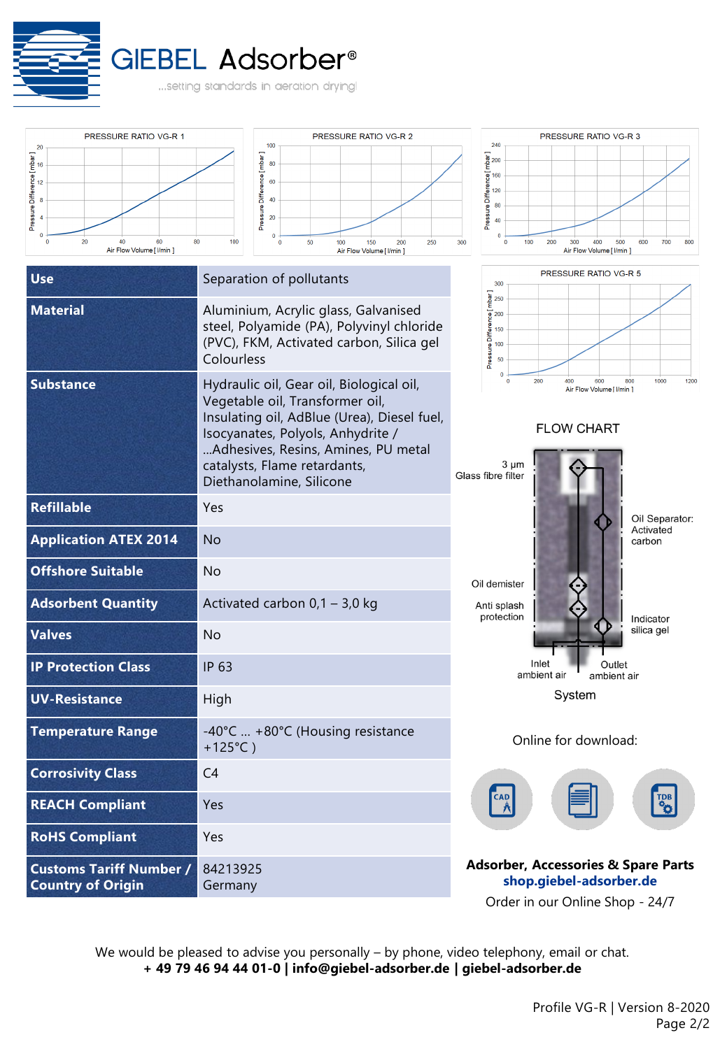GIEBEL Adsorber®

...setting standards in aeration drying

PRESSURE RATIO VG-R 1

Pressure Difference [ mbar ]

0 4 8 12 16 20

Air Flow Volume [ l/min ]

0 20 40 60 80 100

PRESSURE RATIO VG-R 2

Pressure Difference [ mbar ]

0 20 40 60 80 100

Air Flow Volume [ l/min ]

0 50 100 150 200 250 300

PRESSURE RATIO VG-R 3

Pressure Difference [ mbar ]

0 40 80 120 160 200 240

Air Flow Volume [ l/min ]

0 100 200 300 400 500 600 700 800

PRESSURE RATIO VG-R 5

Pressure Difference [ mbar ]

0 50 100 150 200 250 300

Air Flow Volume [ l/min ]

0 200 400 600 800 1000 1200

| | |
|---|---|
| **Use** | Separation of pollutants |
| **Material** | Aluminium, Acrylic glass, Galvanised steel, Polyamide (PA), Polyvinyl chloride (PVC), FKM, Activated carbon, Silica gel Colourless |
| **Substance** | Hydraulic oil, Gear oil, Biological oil, Vegetable oil, Transformer oil, Insulating oil, AdBlue (Urea), Diesel fuel, Isocyanates, Polyols, Anhydride / ...Adhesives, Resins, Amines, PU metal catalysts, Flame retardants, Diethanolamine, Silicone |
| **Refillable** | Yes |
| **Application ATEX 2014** | No |
| **Offshore Suitable** | No |
| **Adsorbent Quantity** | Activated carbon 0,1 – 3,0 kg |
| **Valves** | No |
| **IP Protection Class** | IP 63 |
| **UV-Resistance** | High |
| **Temperature Range** | -40°C ... +80°C (Housing resistance +125°C ) |
| **Corrosivity Class** | C4 |
| **REACH Compliant** | Yes |
| **RoHS Compliant** | Yes |
| **Customs Tariff Number / Country of Origin** | 84213925 Germany |

FLOW CHART

3 µm Glass fibre filter

Oil Separator: Activated carbon

Oil demister

Anti splash protection

Indicator silica gel

Inlet ambient air

Outlet ambient air

System

Online for download:

CAD

TDB

**Adsorber, Accessories & Spare Parts**
**shop.giebel-adsorber.de**
Order in our Online Shop - 24/7

We would be pleased to advise you personally – by phone, video telephony, email or chat.
**+ 49 79 46 94 44 01-0 | info@giebel-adsorber.de | giebel-adsorber.de**

Profile VG-R | Version 8-2020